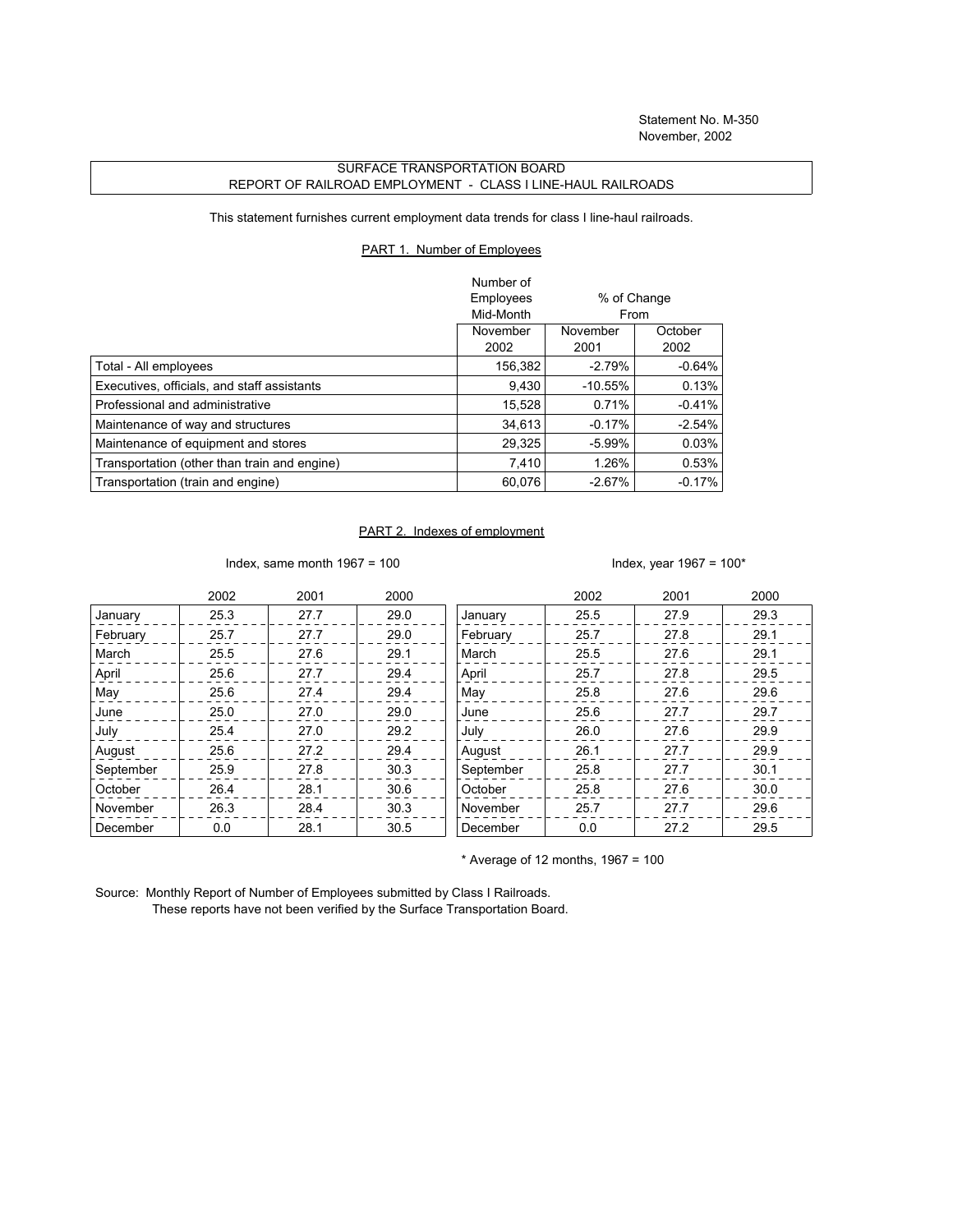Statement No. M-350
November, 2002

# SURFACE TRANSPORTATION BOARD
## REPORT OF RAILROAD EMPLOYMENT - CLASS I LINE-HAUL RAILROADS

This statement furnishes current employment data trends for class I line-haul railroads.

### PART 1. Number of Employees

| | Number of Employees Mid-Month | % of Change From | |
|---|---|---|---|
| | November 2002 | November 2001 | October 2002 |
| Total - All employees | 156,382 | -2.79% | -0.64% |
| Executives, officials, and staff assistants | 9,430 | -10.55% | 0.13% |
| Professional and administrative | 15,528 | 0.71% | -0.41% |
| Maintenance of way and structures | 34,613 | -0.17% | -2.54% |
| Maintenance of equipment and stores | 29,325 | -5.99% | 0.03% |
| Transportation (other than train and engine) | 7,410 | 1.26% | 0.53% |
| Transportation (train and engine) | 60,076 | -2.67% | -0.17% |

### PART 2. Indexes of employment

Index, same month 1967 = 100

| | 2002 | 2001 | 2000 |
|---|---|---|---|
| January | 25.3 | 27.7 | 29.0 |
| February | 25.7 | 27.7 | 29.0 |
| March | 25.5 | 27.6 | 29.1 |
| April | 25.6 | 27.7 | 29.4 |
| May | 25.6 | 27.4 | 29.4 |
| June | 25.0 | 27.0 | 29.0 |
| July | 25.4 | 27.0 | 29.2 |
| August | 25.6 | 27.2 | 29.4 |
| September | 25.9 | 27.8 | 30.3 |
| October | 26.4 | 28.1 | 30.6 |
| November | 26.3 | 28.4 | 30.3 |
| December | 0.0 | 28.1 | 30.5 |

Index, year 1967 = 100*

| | 2002 | 2001 | 2000 |
|---|---|---|---|
| January | 25.5 | 27.9 | 29.3 |
| February | 25.7 | 27.8 | 29.1 |
| March | 25.5 | 27.6 | 29.1 |
| April | 25.7 | 27.8 | 29.5 |
| May | 25.8 | 27.6 | 29.6 |
| June | 25.6 | 27.7 | 29.7 |
| July | 26.0 | 27.6 | 29.9 |
| August | 26.1 | 27.7 | 29.9 |
| September | 25.8 | 27.7 | 30.1 |
| October | 25.8 | 27.6 | 30.0 |
| November | 25.7 | 27.7 | 29.6 |
| December | 0.0 | 27.2 | 29.5 |

\* Average of 12 months, 1967 = 100

Source: Monthly Report of Number of Employees submitted by Class I Railroads.
These reports have not been verified by the Surface Transportation Board.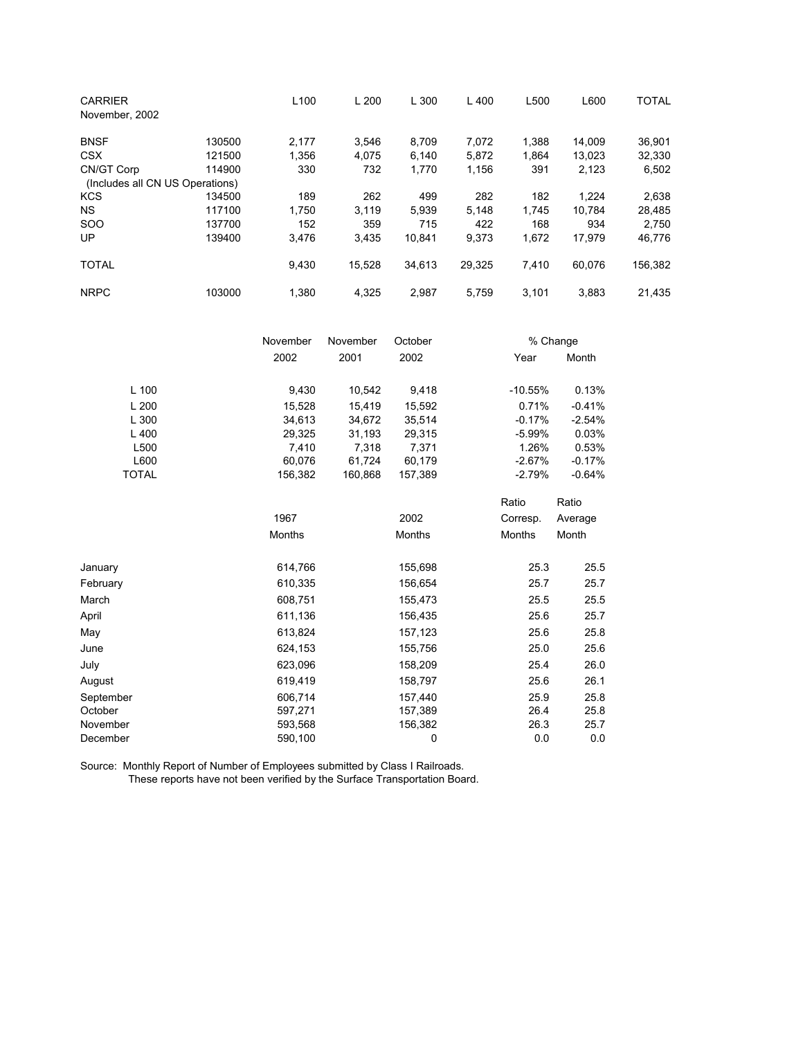| CARRIER November, 2002 | | L100 | L 200 | L 300 | L 400 | L500 | L600 | TOTAL |
|---|---|---|---|---|---|---|---|---|
| BNSF | 130500 | 2,177 | 3,546 | 8,709 | 7,072 | 1,388 | 14,009 | 36,901 |
| CSX | 121500 | 1,356 | 4,075 | 6,140 | 5,872 | 1,864 | 13,023 | 32,330 |
| CN/GT Corp (Includes all CN US Operations) | 114900 | 330 | 732 | 1,770 | 1,156 | 391 | 2,123 | 6,502 |
| KCS | 134500 | 189 | 262 | 499 | 282 | 182 | 1,224 | 2,638 |
| NS | 117100 | 1,750 | 3,119 | 5,939 | 5,148 | 1,745 | 10,784 | 28,485 |
| SOO | 137700 | 152 | 359 | 715 | 422 | 168 | 934 | 2,750 |
| UP | 139400 | 3,476 | 3,435 | 10,841 | 9,373 | 1,672 | 17,979 | 46,776 |
| TOTAL | | 9,430 | 15,528 | 34,613 | 29,325 | 7,410 | 60,076 | 156,382 |
| NRPC | 103000 | 1,380 | 4,325 | 2,987 | 5,759 | 3,101 | 3,883 | 21,435 |

| | November 2002 | November 2001 | October 2002 | % Change Year | % Change Month |
|---|---|---|---|---|---|
| L 100 | 9,430 | 10,542 | 9,418 | -10.55% | 0.13% |
| L 200 | 15,528 | 15,419 | 15,592 | 0.71% | -0.41% |
| L 300 | 34,613 | 34,672 | 35,514 | -0.17% | -2.54% |
| L 400 | 29,325 | 31,193 | 29,315 | -5.99% | 0.03% |
| L500 | 7,410 | 7,318 | 7,371 | 1.26% | 0.53% |
| L600 | 60,076 | 61,724 | 60,179 | -2.67% | -0.17% |
| TOTAL | 156,382 | 160,868 | 157,389 | -2.79% | -0.64% |

| | 1967 Months | 2002 Months | Ratio Corresp. Months | Ratio Average Month |
|---|---|---|---|---|
| January | 614,766 | 155,698 | 25.3 | 25.5 |
| February | 610,335 | 156,654 | 25.7 | 25.7 |
| March | 608,751 | 155,473 | 25.5 | 25.5 |
| April | 611,136 | 156,435 | 25.6 | 25.7 |
| May | 613,824 | 157,123 | 25.6 | 25.8 |
| June | 624,153 | 155,756 | 25.0 | 25.6 |
| July | 623,096 | 158,209 | 25.4 | 26.0 |
| August | 619,419 | 158,797 | 25.6 | 26.1 |
| September | 606,714 | 157,440 | 25.9 | 25.8 |
| October | 597,271 | 157,389 | 26.4 | 25.8 |
| November | 593,568 | 156,382 | 26.3 | 25.7 |
| December | 590,100 | 0 | 0.0 | 0.0 |

Source: Monthly Report of Number of Employees submitted by Class I Railroads.
These reports have not been verified by the Surface Transportation Board.